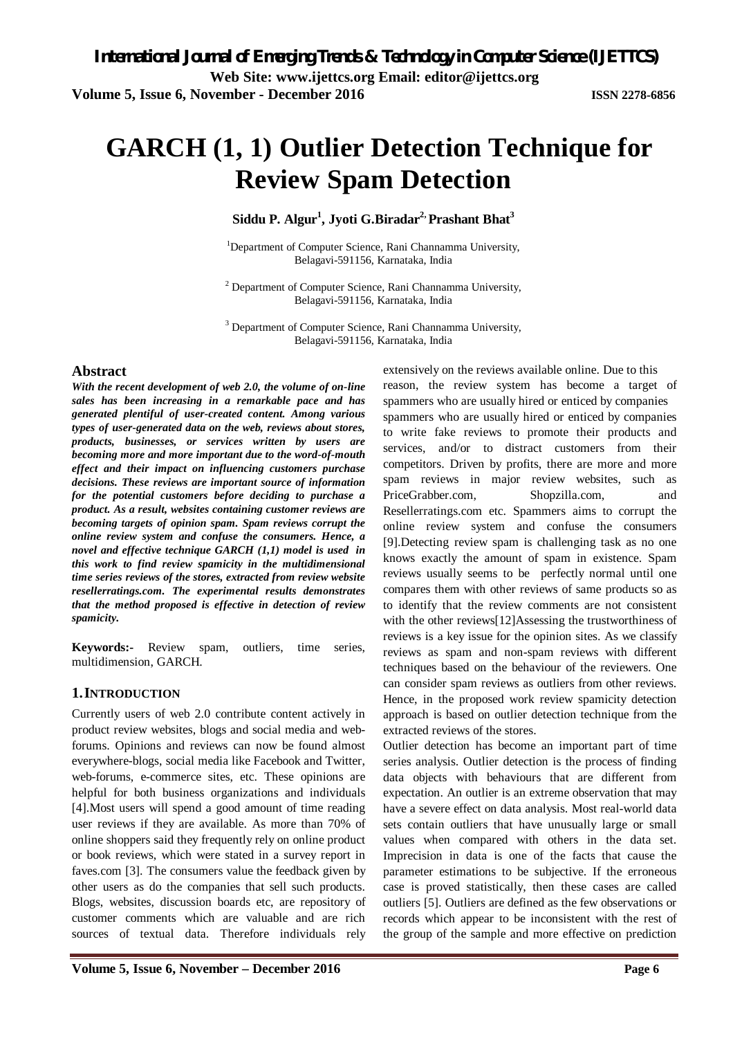# GARCH (1, 1) Outlier Detection Technique for Review Spam Detection

**Siddu P. Algur[1], Jyoti G.Biradar[2], Prashant Bhat[3]**

[1]Department of Computer Science, Rani Channamma University, Belagavi-591156, Karnataka, India

[2] Department of Computer Science, Rani Channamma University, Belagavi-591156, Karnataka, India

[3] Department of Computer Science, Rani Channamma University, Belagavi-591156, Karnataka, India

## Abstract

***With the recent development of web 2.0, the volume of on-line sales has been increasing in a remarkable pace and has generated plentiful of user-created content. Among various types of user-generated data on the web, reviews about stores, products, businesses, or services written by users are becoming more and more important due to the word-of-mouth effect and their impact on influencing customers purchase decisions. These reviews are important source of information for the potential customers before deciding to purchase a product. As a result, websites containing customer reviews are becoming targets of opinion spam. Spam reviews corrupt the online review system and confuse the consumers. Hence, a novel and effective technique GARCH (1,1) model is used in this work to find review spamicity in the multidimensional time series reviews of the stores, extracted from review website resellerratings.com. The experimental results demonstrates that the method proposed is effective in detection of review spamicity.***

**Keywords:-** Review spam, outliers, time series, multidimension, GARCH.

## 1. INTRODUCTION

Currently users of web 2.0 contribute content actively in product review websites, blogs and social media and web-forums. Opinions and reviews can now be found almost everywhere-blogs, social media like Facebook and Twitter, web-forums, e-commerce sites, etc. These opinions are helpful for both business organizations and individuals [4].Most users will spend a good amount of time reading user reviews if they are available. As more than 70% of online shoppers said they frequently rely on online product or book reviews, which were stated in a survey report in faves.com [3]. The consumers value the feedback given by other users as do the companies that sell such products. Blogs, websites, discussion boards etc, are repository of customer comments which are valuable and are rich sources of textual data. Therefore individuals rely extensively on the reviews available online. Due to this reason, the review system has become a target of spammers who are usually hired or enticed by companies spammers who are usually hired or enticed by companies to write fake reviews to promote their products and services, and/or to distract customers from their competitors. Driven by profits, there are more and more spam reviews in major review websites, such as PriceGrabber.com, Shopzilla.com, and Resellerratings.com etc. Spammers aims to corrupt the online review system and confuse the consumers [9].Detecting review spam is challenging task as no one knows exactly the amount of spam in existence. Spam reviews usually seems to be perfectly normal until one compares them with other reviews of same products so as to identify that the review comments are not consistent with the other reviews[12]Assessing the trustworthiness of reviews is a key issue for the opinion sites. As we classify reviews as spam and non-spam reviews with different techniques based on the behaviour of the reviewers. One can consider spam reviews as outliers from other reviews. Hence, in the proposed work review spamicity detection approach is based on outlier detection technique from the extracted reviews of the stores.

Outlier detection has become an important part of time series analysis. Outlier detection is the process of finding data objects with behaviours that are different from expectation. An outlier is an extreme observation that may have a severe effect on data analysis. Most real-world data sets contain outliers that have unusually large or small values when compared with others in the data set. Imprecision in data is one of the facts that cause the parameter estimations to be subjective. If the erroneous case is proved statistically, then these cases are called outliers [5]. Outliers are defined as the few observations or records which appear to be inconsistent with the rest of the group of the sample and more effective on prediction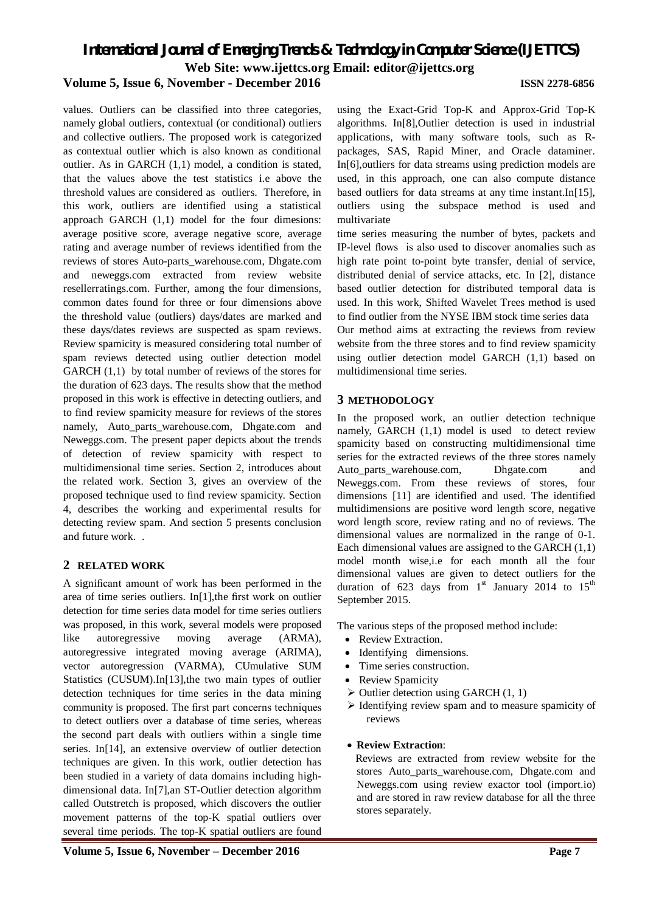values. Outliers can be classified into three categories, namely global outliers, contextual (or conditional) outliers and collective outliers. The proposed work is categorized as contextual outlier which is also known as conditional outlier. As in GARCH (1,1) model, a condition is stated, that the values above the test statistics i.e above the threshold values are considered as outliers. Therefore, in this work, outliers are identified using a statistical approach GARCH (1,1) model for the four dimesions: average positive score, average negative score, average rating and average number of reviews identified from the reviews of stores Auto-parts_warehouse.com, Dhgate.com and neweggs.com extracted from review website resellerratings.com. Further, among the four dimensions, common dates found for three or four dimensions above the threshold value (outliers) days/dates are marked and these days/dates reviews are suspected as spam reviews. Review spamicity is measured considering total number of spam reviews detected using outlier detection model GARCH (1,1) by total number of reviews of the stores for the duration of 623 days. The results show that the method proposed in this work is effective in detecting outliers, and to find review spamicity measure for reviews of the stores namely, Auto_parts_warehouse.com, Dhgate.com and Neweggs.com. The present paper depicts about the trends of detection of review spamicity with respect to multidimensional time series. Section 2, introduces about the related work. Section 3, gives an overview of the proposed technique used to find review spamicity. Section 4, describes the working and experimental results for detecting review spam. And section 5 presents conclusion and future work. .

## 2 RELATED WORK

A significant amount of work has been performed in the area of time series outliers. In[1],the first work on outlier detection for time series data model for time series outliers was proposed, in this work, several models were proposed like autoregressive moving average (ARMA), autoregressive integrated moving average (ARIMA), vector autoregression (VARMA), CUmulative SUM Statistics (CUSUM).In[13],the two main types of outlier detection techniques for time series in the data mining community is proposed. The first part concerns techniques to detect outliers over a database of time series, whereas the second part deals with outliers within a single time series. In[14], an extensive overview of outlier detection techniques are given. In this work, outlier detection has been studied in a variety of data domains including high-dimensional data. In[7],an ST-Outlier detection algorithm called Outstretch is proposed, which discovers the outlier movement patterns of the top-K spatial outliers over several time periods. The top-K spatial outliers are found using the Exact-Grid Top-K and Approx-Grid Top-K algorithms. In[8],Outlier detection is used in industrial applications, with many software tools, such as R-packages, SAS, Rapid Miner, and Oracle dataminer. In[6],outliers for data streams using prediction models are used, in this approach, one can also compute distance based outliers for data streams at any time instant.In[15], outliers using the subspace method is used and multivariate time series measuring the number of bytes, packets and IP-level flows is also used to discover anomalies such as high rate point to-point byte transfer, denial of service, distributed denial of service attacks, etc. In [2], distance based outlier detection for distributed temporal data is used. In this work, Shifted Wavelet Trees method is used to find outlier from the NYSE IBM stock time series data

Our method aims at extracting the reviews from review website from the three stores and to find review spamicity using outlier detection model GARCH (1,1) based on multidimensional time series.

## 3 METHODOLOGY

In the proposed work, an outlier detection technique namely, GARCH (1,1) model is used to detect review spamicity based on constructing multidimensional time series for the extracted reviews of the three stores namely Auto_parts_warehouse.com, Dhgate.com and Neweggs.com. From these reviews of stores, four dimensions [11] are identified and used. The identified multidimensions are positive word length score, negative word length score, review rating and no of reviews. The dimensional values are normalized in the range of 0-1. Each dimensional values are assigned to the GARCH (1,1) model month wise,i.e for each month all the four dimensional values are given to detect outliers for the duration of 623 days from 1st January 2014 to 15th September 2015.

The various steps of the proposed method include:

- Review Extraction.
- Identifying dimensions.
- Time series construction.
- Review Spamicity
  - Outlier detection using GARCH (1, 1)
  - Identifying review spam and to measure spamicity of reviews

- **Review Extraction**:

  Reviews are extracted from review website for the stores Auto_parts_warehouse.com, Dhgate.com and Neweggs.com using review exactor tool (import.io) and are stored in raw review database for all the three stores separately.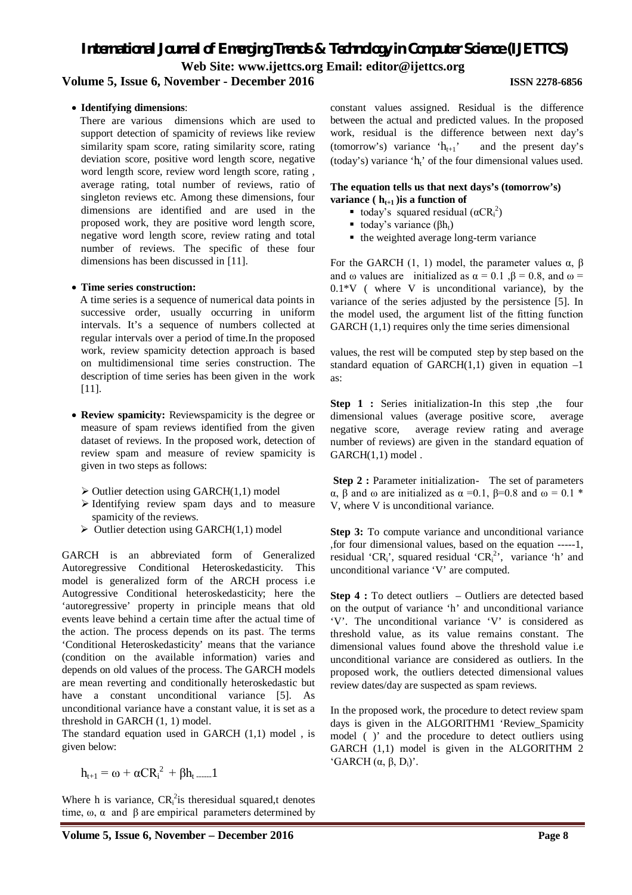- **Identifying dimensions**:

  There are various dimensions which are used to support detection of spamicity of reviews like review similarity spam score, rating similarity score, rating deviation score, positive word length score, negative word length score, review word length score, rating , average rating, total number of reviews, ratio of singleton reviews etc. Among these dimensions, four dimensions are identified and are used in the proposed work, they are positive word length score, negative word length score, review rating and total number of reviews. The specific of these four dimensions has been discussed in [11].

- **Time series construction:**

  A time series is a sequence of numerical data points in successive order, usually occurring in uniform intervals. It's a sequence of numbers collected at regular intervals over a period of time.In the proposed work, review spamicity detection approach is based on multidimensional time series construction. The description of time series has been given in the work [11].

- **Review spamicity:** Reviewspamicity is the degree or measure of spam reviews identified from the given dataset of reviews. In the proposed work, detection of review spam and measure of review spamicity is given in two steps as follows:

  - Outlier detection using GARCH(1,1) model
  - Identifying review spam days and to measure spamicity of the reviews.
  - Outlier detection using GARCH(1,1) model

GARCH is an abbreviated form of Generalized Autoregressive Conditional Heteroskedasticity. This model is generalized form of the ARCH process i.e Autogressive Conditional heteroskedasticity; here the 'autoregressive' property in principle means that old events leave behind a certain time after the actual time of the action. The process depends on its past. The terms 'Conditional Heteroskedasticity' means that the variance (condition on the available information) varies and depends on old values of the process. The GARCH models are mean reverting and conditionally heteroskedastic but have a constant unconditional variance [5]. As unconditional variance have a constant value, it is set as a threshold in GARCH (1, 1) model.

The standard equation used in GARCH (1,1) model , is given below:

$$h_{t+1} = \omega + \alpha CR_i^2 + \beta h_t \quad \text{------}1$$

Where h is variance, $CR_i^2$is theresidual squared,t denotes time, ω, α and β are empirical parameters determined by constant values assigned. Residual is the difference between the actual and predicted values. In the proposed work, residual is the difference between next day's (tomorrow's) variance '$h_{t+1}$' and the present day's (today's) variance '$h_t$' of the four dimensional values used.

**The equation tells us that next days's (tomorrow's) variance ( $h_{t+1}$ )is a function of**

- today's squared residual ($\alpha CR_i^2$)
- today's variance ($\beta h_t$)
- the weighted average long-term variance

For the GARCH (1, 1) model, the parameter values α, β and ω values are initialized as α = 0.1 ,β = 0.8, and ω = 0.1*V ( where V is unconditional variance), by the variance of the series adjusted by the persistence [5]. In the model used, the argument list of the fitting function GARCH (1,1) requires only the time series dimensional values, the rest will be computed step by step based on the standard equation of GARCH(1,1) given in equation –1 as:

**Step 1 :** Series initialization-In this step ,the four dimensional values (average positive score, average negative score, average review rating and average number of reviews) are given in the standard equation of GARCH(1,1) model .

**Step 2 :** Parameter initialization- The set of parameters α, β and ω are initialized as α =0.1, β=0.8 and ω = 0.1 * V, where V is unconditional variance.

**Step 3:** To compute variance and unconditional variance ,for four dimensional values, based on the equation -----1, residual '$CR_i$', squared residual '$CR_i^2$', variance 'h' and unconditional variance 'V' are computed.

**Step 4 :** To detect outliers – Outliers are detected based on the output of variance 'h' and unconditional variance 'V'. The unconditional variance 'V' is considered as threshold value, as its value remains constant. The dimensional values found above the threshold value i.e unconditional variance are considered as outliers. In the proposed work, the outliers detected dimensional values review dates/day are suspected as spam reviews.

In the proposed work, the procedure to detect review spam days is given in the ALGORITHM1 'Review_Spamicity model ( )' and the procedure to detect outliers using GARCH (1,1) model is given in the ALGORITHM 2 'GARCH (α, β, $D_i$)'.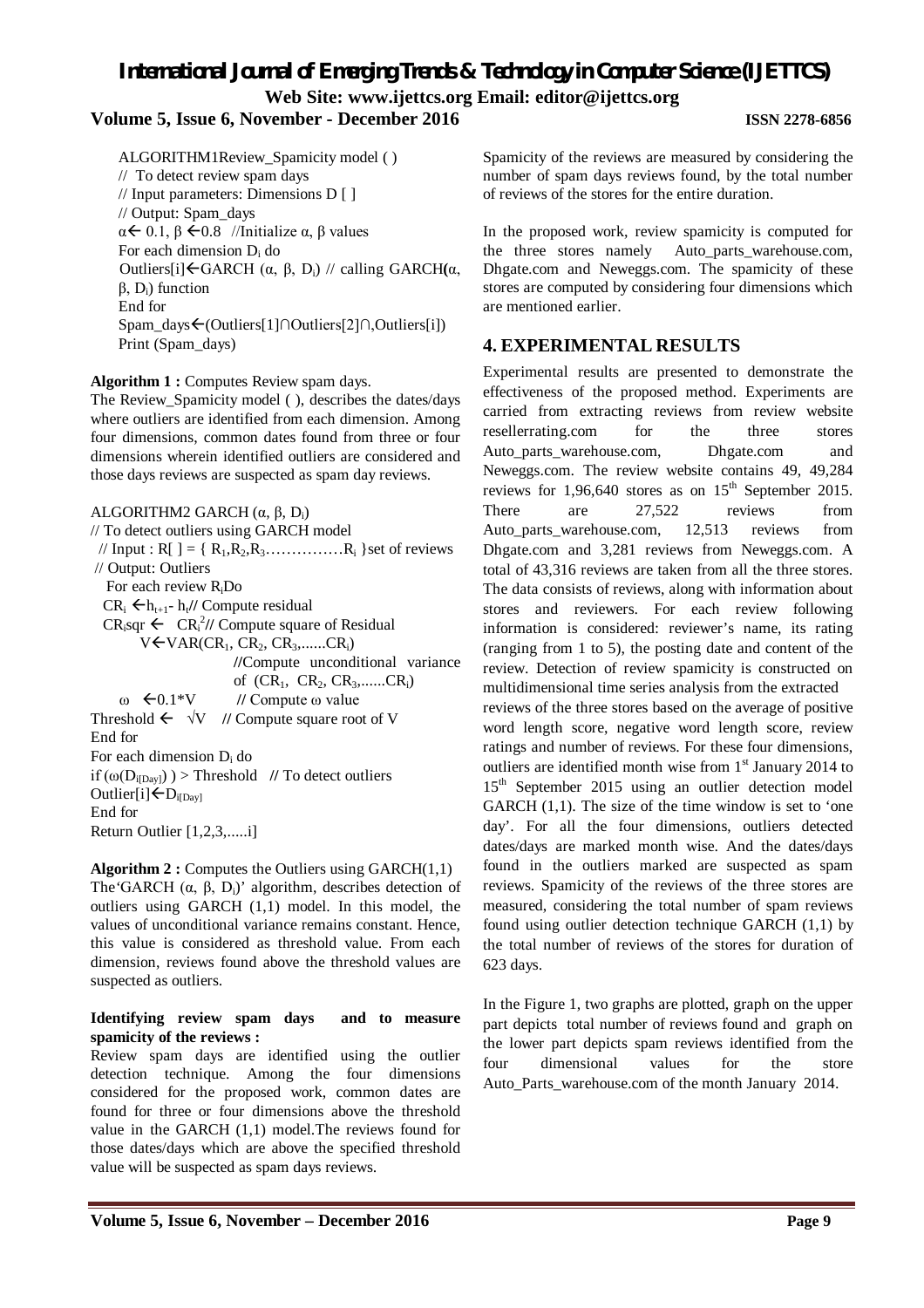```
ALGORITHM1Review_Spamicity model ( )
//  To detect review spam days
// Input parameters: Dimensions D [ ]
// Output: Spam_days
α← 0.1, β ←0.8  //Initialize α, β values
For each dimension Di do
Outliers[i]←GARCH (α, β, Di) // calling GARCH(α, β, Di) function
End for
Spam_days←(Outliers[1]∩Outliers[2]∩,Outliers[i])
Print (Spam_days)
```

**Algorithm 1 :** Computes Review spam days.

The Review_Spamicity model ( ), describes the dates/days where outliers are identified from each dimension. Among four dimensions, common dates found from three or four dimensions wherein identified outliers are considered and those days reviews are suspected as spam day reviews.

```
ALGORITHM2 GARCH (α, β, Di)
// To detect outliers using GARCH model
 // Input : R[ ] = { R1,R2,R3……………Ri }set of reviews
 // Output: Outliers
   For each review RiDo
   CRi ←ht+1- ht// Compute residual
   CRisqr ←  CRi^2// Compute square of Residual
        V←VAR(CR1, CR2, CR3,......CRi)
                        //Compute unconditional variance
                        of (CR1, CR2, CR3,......CRi)
     ω  ←0.1*V        // Compute ω value
Threshold ←  √V   // Compute square root of V
End for
For each dimension Di do
if (ω(Di[Day]) ) > Threshold  // To detect outliers
Outlier[i]←Di[Day]
End for
Return Outlier [1,2,3,.....i]
```

**Algorithm 2 :** Computes the Outliers using GARCH(1,1)

The'GARCH ($\alpha$, $\beta$, $D_i$)' algorithm, describes detection of outliers using GARCH (1,1) model. In this model, the values of unconditional variance remains constant. Hence, this value is considered as threshold value. From each dimension, reviews found above the threshold values are suspected as outliers.

**Identifying review spam days and to measure spamicity of the reviews :**

Review spam days are identified using the outlier detection technique. Among the four dimensions considered for the proposed work, common dates are found for three or four dimensions above the threshold value in the GARCH (1,1) model.The reviews found for those dates/days which are above the specified threshold value will be suspected as spam days reviews.

Spamicity of the reviews are measured by considering the number of spam days reviews found, by the total number of reviews of the stores for the entire duration.

In the proposed work, review spamicity is computed for the three stores namely Auto_parts_warehouse.com, Dhgate.com and Neweggs.com. The spamicity of these stores are computed by considering four dimensions which are mentioned earlier.

## 4. EXPERIMENTAL RESULTS

Experimental results are presented to demonstrate the effectiveness of the proposed method. Experiments are carried from extracting reviews from review website resellerrating.com for the three stores Auto_parts_warehouse.com, Dhgate.com and Neweggs.com. The review website contains 49, 49,284 reviews for 1,96,640 stores as on 15th September 2015. There are 27,522 reviews from Auto_parts_warehouse.com, 12,513 reviews from Dhgate.com and 3,281 reviews from Neweggs.com. A total of 43,316 reviews are taken from all the three stores. The data consists of reviews, along with information about stores and reviewers. For each review following information is considered: reviewer's name, its rating (ranging from 1 to 5), the posting date and content of the review. Detection of review spamicity is constructed on multidimensional time series analysis from the extracted reviews of the three stores based on the average of positive word length score, negative word length score, review ratings and number of reviews. For these four dimensions, outliers are identified month wise from 1st January 2014 to 15th September 2015 using an outlier detection model GARCH (1,1). The size of the time window is set to 'one day'. For all the four dimensions, outliers detected dates/days are marked month wise. And the dates/days found in the outliers marked are suspected as spam reviews. Spamicity of the reviews of the three stores are measured, considering the total number of spam reviews found using outlier detection technique GARCH (1,1) by the total number of reviews of the stores for duration of 623 days.

In the Figure 1, two graphs are plotted, graph on the upper part depicts total number of reviews found and graph on the lower part depicts spam reviews identified from the four dimensional values for the store Auto_Parts_warehouse.com of the month January 2014.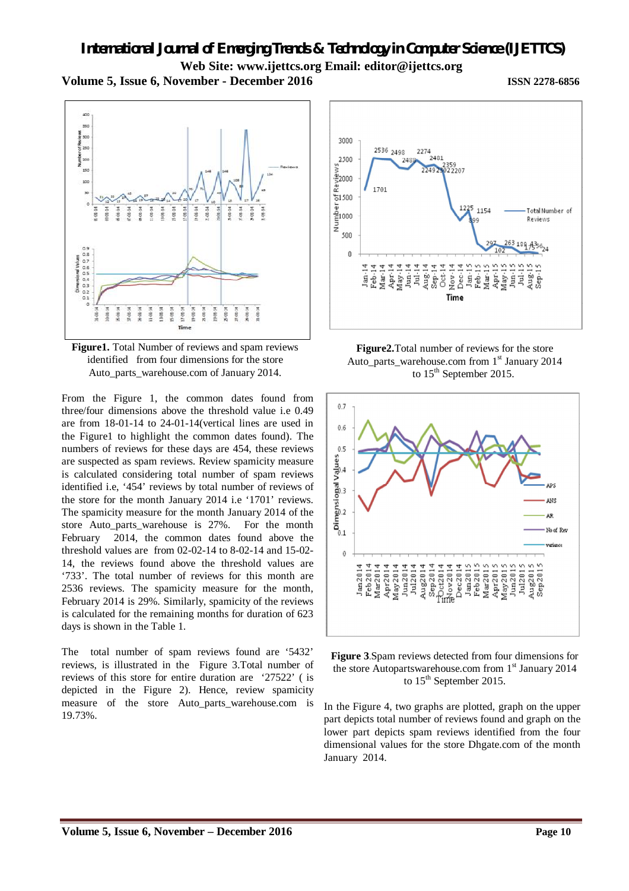**Figure1.** Total Number of reviews and spam reviews identified from four dimensions for the store Auto_parts_warehouse.com of January 2014.

From the Figure 1, the common dates found from three/four dimensions above the threshold value i.e 0.49 are from 18-01-14 to 24-01-14(vertical lines are used in the Figure1 to highlight the common dates found). The numbers of reviews for these days are 454, these reviews are suspected as spam reviews. Review spamicity measure is calculated considering total number of spam reviews identified i.e, '454' reviews by total number of reviews of the store for the month January 2014 i.e '1701' reviews. The spamicity measure for the month January 2014 of the store Auto_parts_warehouse is 27%. For the month February 2014, the common dates found above the threshold values are from 02-02-14 to 8-02-14 and 15-02-14, the reviews found above the threshold values are '733'. The total number of reviews for this month are 2536 reviews. The spamicity measure for the month, February 2014 is 29%. Similarly, spamicity of the reviews is calculated for the remaining months for duration of 623 days is shown in the Table 1.

The total number of spam reviews found are '5432' reviews, is illustrated in the Figure 3.Total number of reviews of this store for entire duration are '27522' ( is depicted in the Figure 2). Hence, review spamicity measure of the store Auto_parts_warehouse.com is 19.73%.

**Figure2.**Total number of reviews for the store Auto_parts_warehouse.com from 1[st] January 2014 to 15[th] September 2015.

**Figure 3**.Spam reviews detected from four dimensions for the store Autopartswarehouse.com from 1[st] January 2014 to 15[th] September 2015.

In the Figure 4, two graphs are plotted, graph on the upper part depicts total number of reviews found and graph on the lower part depicts spam reviews identified from the four dimensional values for the store Dhgate.com of the month January 2014.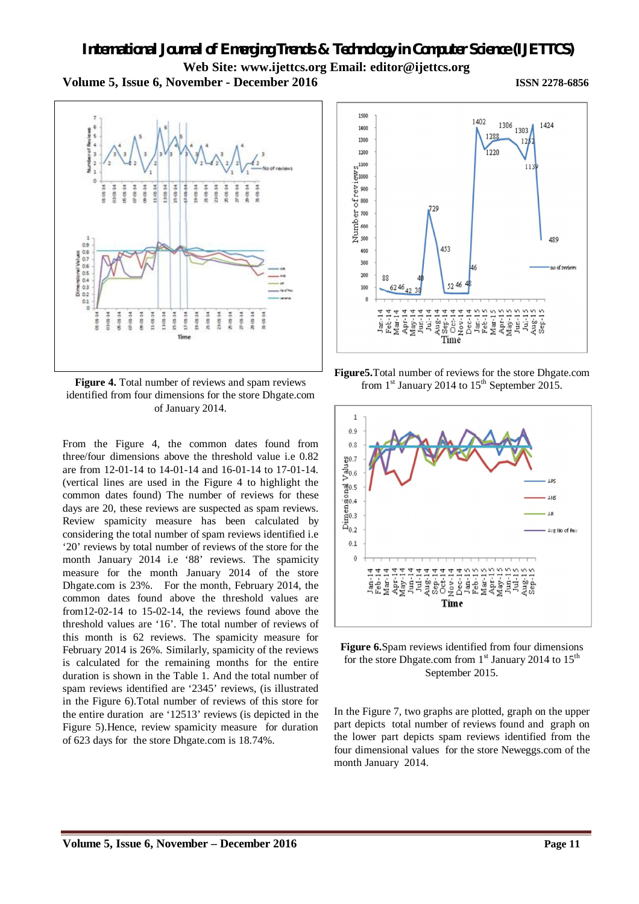**Figure 4.** Total number of reviews and spam reviews identified from four dimensions for the store Dhgate.com of January 2014.

From the Figure 4, the common dates found from three/four dimensions above the threshold value i.e 0.82 are from 12-01-14 to 14-01-14 and 16-01-14 to 17-01-14. (vertical lines are used in the Figure 4 to highlight the common dates found) The number of reviews for these days are 20, these reviews are suspected as spam reviews. Review spamicity measure has been calculated by considering the total number of spam reviews identified i.e '20' reviews by total number of reviews of the store for the month January 2014 i.e '88' reviews. The spamicity measure for the month January 2014 of the store Dhgate.com is 23%. For the month, February 2014, the common dates found above the threshold values are from12-02-14 to 15-02-14, the reviews found above the threshold values are '16'. The total number of reviews of this month is 62 reviews. The spamicity measure for February 2014 is 26%. Similarly, spamicity of the reviews is calculated for the remaining months for the entire duration is shown in the Table 1. And the total number of spam reviews identified are '2345' reviews, (is illustrated in the Figure 6).Total number of reviews of this store for the entire duration are '12513' reviews (is depicted in the Figure 5).Hence, review spamicity measure for duration of 623 days for the store Dhgate.com is 18.74%.

**Figure5.**Total number of reviews for the store Dhgate.com from 1st January 2014 to 15th September 2015.

**Figure 6.**Spam reviews identified from four dimensions for the store Dhgate.com from 1st January 2014 to 15th September 2015.

In the Figure 7, two graphs are plotted, graph on the upper part depicts total number of reviews found and graph on the lower part depicts spam reviews identified from the four dimensional values for the store Neweggs.com of the month January 2014.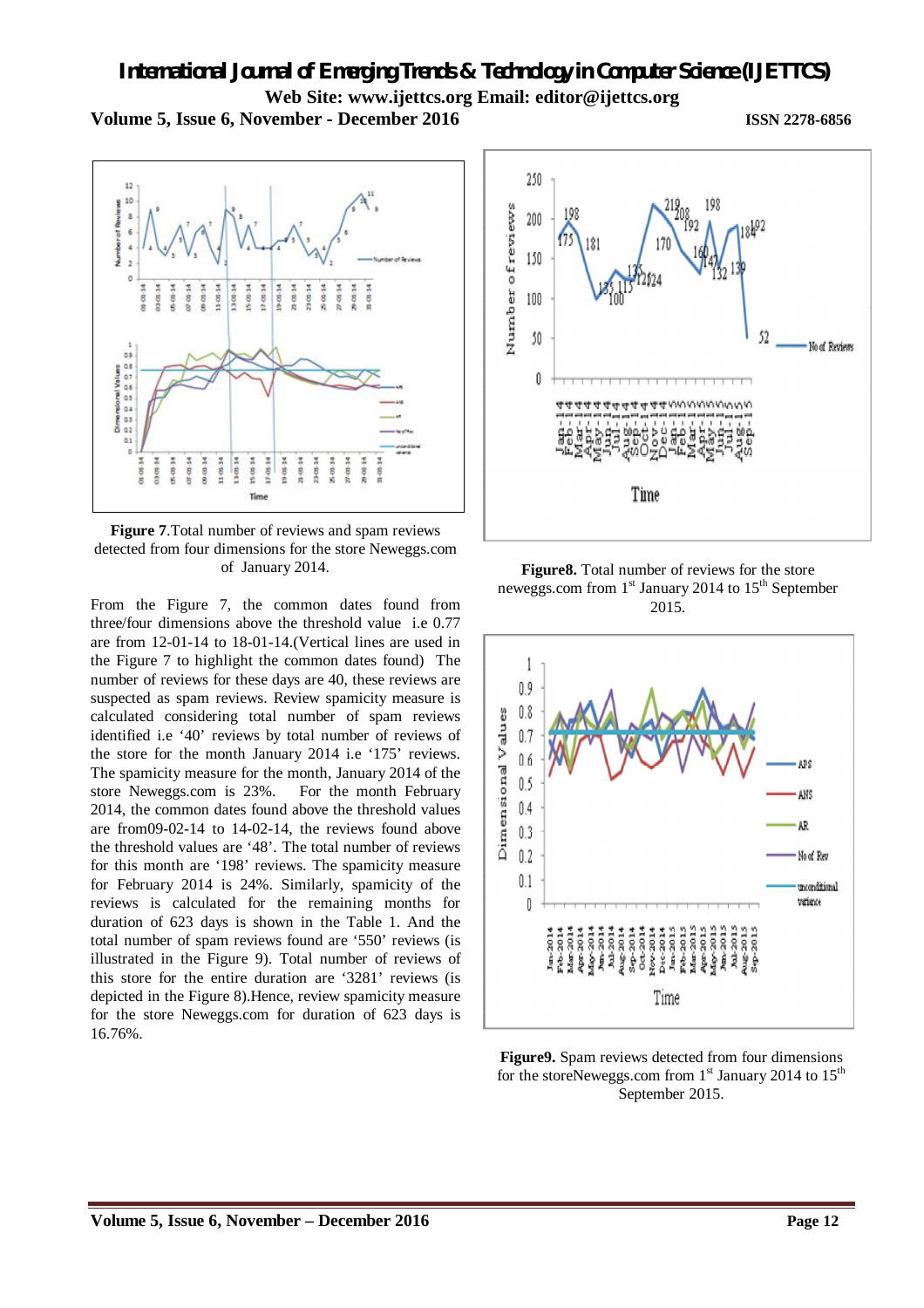**Figure 7**.Total number of reviews and spam reviews detected from four dimensions for the store Neweggs.com of January 2014.

From the Figure 7, the common dates found from three/four dimensions above the threshold value i.e 0.77 are from 12-01-14 to 18-01-14.(Vertical lines are used in the Figure 7 to highlight the common dates found) The number of reviews for these days are 40, these reviews are suspected as spam reviews. Review spamicity measure is calculated considering total number of spam reviews identified i.e '40' reviews by total number of reviews of the store for the month January 2014 i.e '175' reviews. The spamicity measure for the month, January 2014 of the store Neweggs.com is 23%. For the month February 2014, the common dates found above the threshold values are from09-02-14 to 14-02-14, the reviews found above the threshold values are '48'. The total number of reviews for this month are '198' reviews. The spamicity measure for February 2014 is 24%. Similarly, spamicity of the reviews is calculated for the remaining months for duration of 623 days is shown in the Table 1. And the total number of spam reviews found are '550' reviews (is illustrated in the Figure 9). Total number of reviews of this store for the entire duration are '3281' reviews (is depicted in the Figure 8).Hence, review spamicity measure for the store Neweggs.com for duration of 623 days is 16.76%.

**Figure8.** Total number of reviews for the store neweggs.com from 1st January 2014 to 15th September 2015.

**Figure9.** Spam reviews detected from four dimensions for the storeNeweggs.com from 1st January 2014 to 15th September 2015.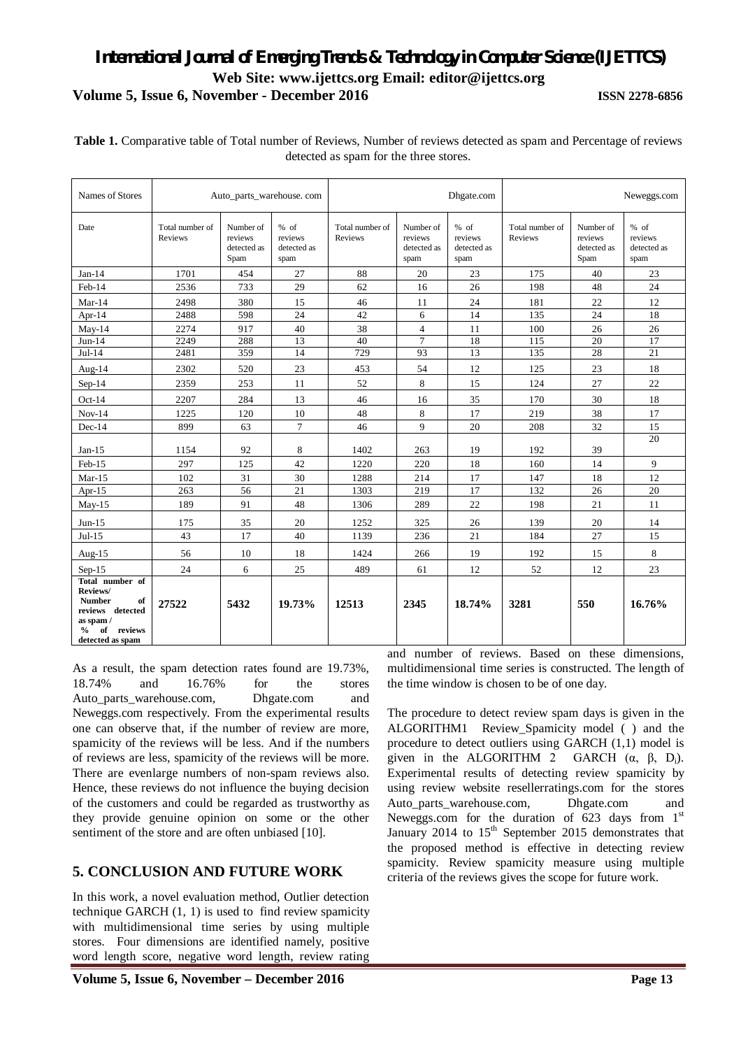**Table 1.** Comparative table of Total number of Reviews, Number of reviews detected as spam and Percentage of reviews detected as spam for the three stores.

| Names of Stores | Auto_parts_warehouse. com | | | Dhgate.com | | | Neweggs.com | | |
|---|---|---|---|---|---|---|---|---|---|
| Date | Total number of Reviews | Number of reviews detected as Spam | % of reviews detected as spam | Total number of Reviews | Number of reviews detected as spam | % of reviews detected as spam | Total number of Reviews | Number of reviews detected as Spam | % of reviews detected as spam |
| Jan-14 | 1701 | 454 | 27 | 88 | 20 | 23 | 175 | 40 | 23 |
| Feb-14 | 2536 | 733 | 29 | 62 | 16 | 26 | 198 | 48 | 24 |
| Mar-14 | 2498 | 380 | 15 | 46 | 11 | 24 | 181 | 22 | 12 |
| Apr-14 | 2488 | 598 | 24 | 42 | 6 | 14 | 135 | 24 | 18 |
| May-14 | 2274 | 917 | 40 | 38 | 4 | 11 | 100 | 26 | 26 |
| Jun-14 | 2249 | 288 | 13 | 40 | 7 | 18 | 115 | 20 | 17 |
| Jul-14 | 2481 | 359 | 14 | 729 | 93 | 13 | 135 | 28 | 21 |
| Aug-14 | 2302 | 520 | 23 | 453 | 54 | 12 | 125 | 23 | 18 |
| Sep-14 | 2359 | 253 | 11 | 52 | 8 | 15 | 124 | 27 | 22 |
| Oct-14 | 2207 | 284 | 13 | 46 | 16 | 35 | 170 | 30 | 18 |
| Nov-14 | 1225 | 120 | 10 | 48 | 8 | 17 | 219 | 38 | 17 |
| Dec-14 | 899 | 63 | 7 | 46 | 9 | 20 | 208 | 32 | 15 |
| Jan-15 | 1154 | 92 | 8 | 1402 | 263 | 19 | 192 | 39 | 20 |
| Feb-15 | 297 | 125 | 42 | 1220 | 220 | 18 | 160 | 14 | 9 |
| Mar-15 | 102 | 31 | 30 | 1288 | 214 | 17 | 147 | 18 | 12 |
| Apr-15 | 263 | 56 | 21 | 1303 | 219 | 17 | 132 | 26 | 20 |
| May-15 | 189 | 91 | 48 | 1306 | 289 | 22 | 198 | 21 | 11 |
| Jun-15 | 175 | 35 | 20 | 1252 | 325 | 26 | 139 | 20 | 14 |
| Jul-15 | 43 | 17 | 40 | 1139 | 236 | 21 | 184 | 27 | 15 |
| Aug-15 | 56 | 10 | 18 | 1424 | 266 | 19 | 192 | 15 | 8 |
| Sep-15 | 24 | 6 | 25 | 489 | 61 | 12 | 52 | 12 | 23 |
| **Total number of Reviews/ Number of reviews detected as spam / % of reviews detected as spam** | **27522** | **5432** | **19.73%** | **12513** | **2345** | **18.74%** | **3281** | **550** | **16.76%** |

As a result, the spam detection rates found are 19.73%, 18.74% and 16.76% for the stores Auto_parts_warehouse.com, Dhgate.com and Neweggs.com respectively. From the experimental results one can observe that, if the number of review are more, spamicity of the reviews will be less. And if the numbers of reviews are less, spamicity of the reviews will be more. There are evenlarge numbers of non-spam reviews also. Hence, these reviews do not influence the buying decision of the customers and could be regarded as trustworthy as they provide genuine opinion on some or the other sentiment of the store and are often unbiased [10].

## 5. CONCLUSION AND FUTURE WORK

In this work, a novel evaluation method, Outlier detection technique GARCH (1, 1) is used to find review spamicity with multidimensional time series by using multiple stores. Four dimensions are identified namely, positive word length score, negative word length, review rating and number of reviews. Based on these dimensions, multidimensional time series is constructed. The length of the time window is chosen to be of one day.

The procedure to detect review spam days is given in the ALGORITHM1 Review_Spamicity model ( ) and the procedure to detect outliers using GARCH (1,1) model is given in the ALGORITHM 2 GARCH ($\alpha$, $\beta$, $D_i$). Experimental results of detecting review spamicity by using review website resellerratings.com for the stores Auto_parts_warehouse.com, Dhgate.com and Neweggs.com for the duration of 623 days from 1st January 2014 to 15th September 2015 demonstrates that the proposed method is effective in detecting review spamicity. Review spamicity measure using multiple criteria of the reviews gives the scope for future work.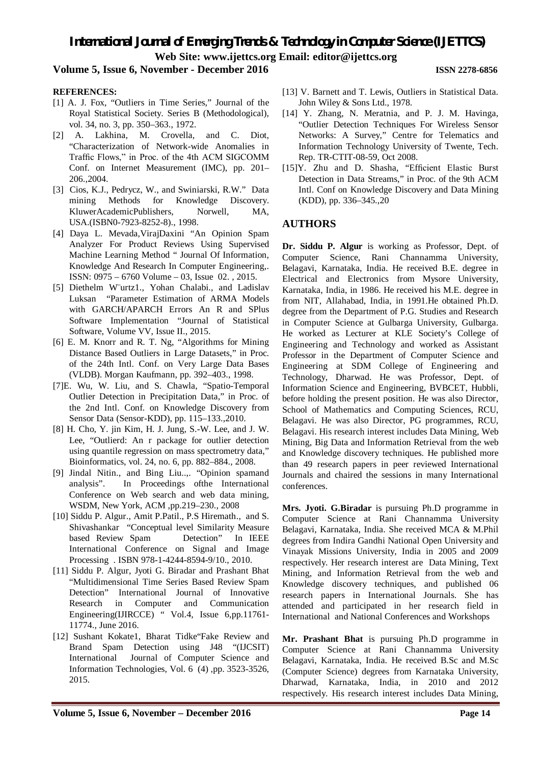**REFERENCES:**

[1] A. J. Fox, "Outliers in Time Series," Journal of the Royal Statistical Society. Series B (Methodological), vol. 34, no. 3, pp. 350–363., 1972.

[2] A. Lakhina, M. Crovella, and C. Diot, "Characterization of Network-wide Anomalies in Traffic Flows," in Proc. of the 4th ACM SIGCOMM Conf. on Internet Measurement (IMC), pp. 201–206.,2004.

[3] Cios, K.J., Pedrycz, W., and Swiniarski, R.W." Data mining Methods for Knowledge Discovery. KluwerAcademicPublishers, Norwell, MA, USA.(ISBN0-7923-8252-8)., 1998.

[4] Daya L. Mevada,VirajDaxini "An Opinion Spam Analyzer For Product Reviews Using Supervised Machine Learning Method " Journal Of Information, Knowledge And Research In Computer Engineering,. ISSN: 0975 – 6760 Volume – 03, Issue 02. , 2015.

[5] Diethelm W¨urtz1., Yohan Chalabi., and Ladislav Luksan "Parameter Estimation of ARMA Models with GARCH/APARCH Errors An R and SPlus Software Implementation "Journal of Statistical Software, Volume VV, Issue II., 2015.

[6] E. M. Knorr and R. T. Ng, "Algorithms for Mining Distance Based Outliers in Large Datasets," in Proc. of the 24th Intl. Conf. on Very Large Data Bases (VLDB). Morgan Kaufmann, pp. 392–403., 1998.

[7]E. Wu, W. Liu, and S. Chawla, "Spatio-Temporal Outlier Detection in Precipitation Data," in Proc. of the 2nd Intl. Conf. on Knowledge Discovery from Sensor Data (Sensor-KDD), pp. 115–133.,2010.

[8] H. Cho, Y. jin Kim, H. J. Jung, S.-W. Lee, and J. W. Lee, "Outlierd: An r package for outlier detection using quantile regression on mass spectrometry data," Bioinformatics, vol. 24, no. 6, pp. 882–884., 2008.

[9] Jindal Nitin., and Bing Liu..,. "Opinion spamand analysis". In Proceedings ofthe International Conference on Web search and web data mining, WSDM, New York, ACM ,pp.219–230., 2008

[10] Siddu P. Algur., Amit P.Patil., P.S Hiremath., and S. Shivashankar "Conceptual level Similarity Measure based Review Spam Detection" In IEEE International Conference on Signal and Image Processing . ISBN 978-1-4244-8594-9/10., 2010.

[11] Siddu P. Algur, Jyoti G. Biradar and Prashant Bhat "Multidimensional Time Series Based Review Spam Detection" International Journal of Innovative Research in Computer and Communication Engineering(IJIRCCE) " Vol.4, Issue 6,pp.11761-11774., June 2016.

[12] Sushant Kokate1, Bharat Tidke"Fake Review and Brand Spam Detection using J48 "(IJCSIT) International Journal of Computer Science and Information Technologies, Vol. 6 (4) ,pp. 3523-3526, 2015.

[13] V. Barnett and T. Lewis, Outliers in Statistical Data. John Wiley & Sons Ltd., 1978.

[14] Y. Zhang, N. Meratnia, and P. J. M. Havinga, "Outlier Detection Techniques For Wireless Sensor Networks: A Survey," Centre for Telematics and Information Technology University of Twente, Tech. Rep. TR-CTIT-08-59, Oct 2008.

[15]Y. Zhu and D. Shasha, "Efficient Elastic Burst Detection in Data Streams," in Proc. of the 9th ACM Intl. Conf on Knowledge Discovery and Data Mining (KDD), pp. 336–345.,20

## AUTHORS

**Dr. Siddu P. Algur** is working as Professor, Dept. of Computer Science, Rani Channamma University, Belagavi, Karnataka, India. He received B.E. degree in Electrical and Electronics from Mysore University, Karnataka, India, in 1986. He received his M.E. degree in from NIT, Allahabad, India, in 1991.He obtained Ph.D. degree from the Department of P.G. Studies and Research in Computer Science at Gulbarga University, Gulbarga. He worked as Lecturer at KLE Society's College of Engineering and Technology and worked as Assistant Professor in the Department of Computer Science and Engineering at SDM College of Engineering and Technology, Dharwad. He was Professor, Dept. of Information Science and Engineering, BVBCET, Hubbli, before holding the present position. He was also Director, School of Mathematics and Computing Sciences, RCU, Belagavi. He was also Director, PG programmes, RCU, Belagavi. His research interest includes Data Mining, Web Mining, Big Data and Information Retrieval from the web and Knowledge discovery techniques. He published more than 49 research papers in peer reviewed International Journals and chaired the sessions in many International conferences.

**Mrs. Jyoti. G.Biradar** is pursuing Ph.D programme in Computer Science at Rani Channamma University Belagavi, Karnataka, India. She received MCA & M.Phil degrees from Indira Gandhi National Open University and Vinayak Missions University, India in 2005 and 2009 respectively. Her research interest are Data Mining, Text Mining, and Information Retrieval from the web and Knowledge discovery techniques, and published 06 research papers in International Journals. She has attended and participated in her research field in International and National Conferences and Workshops

**Mr. Prashant Bhat** is pursuing Ph.D programme in Computer Science at Rani Channamma University Belagavi, Karnataka, India. He received B.Sc and M.Sc (Computer Science) degrees from Karnataka University, Dharwad, Karnataka, India, in 2010 and 2012 respectively. His research interest includes Data Mining,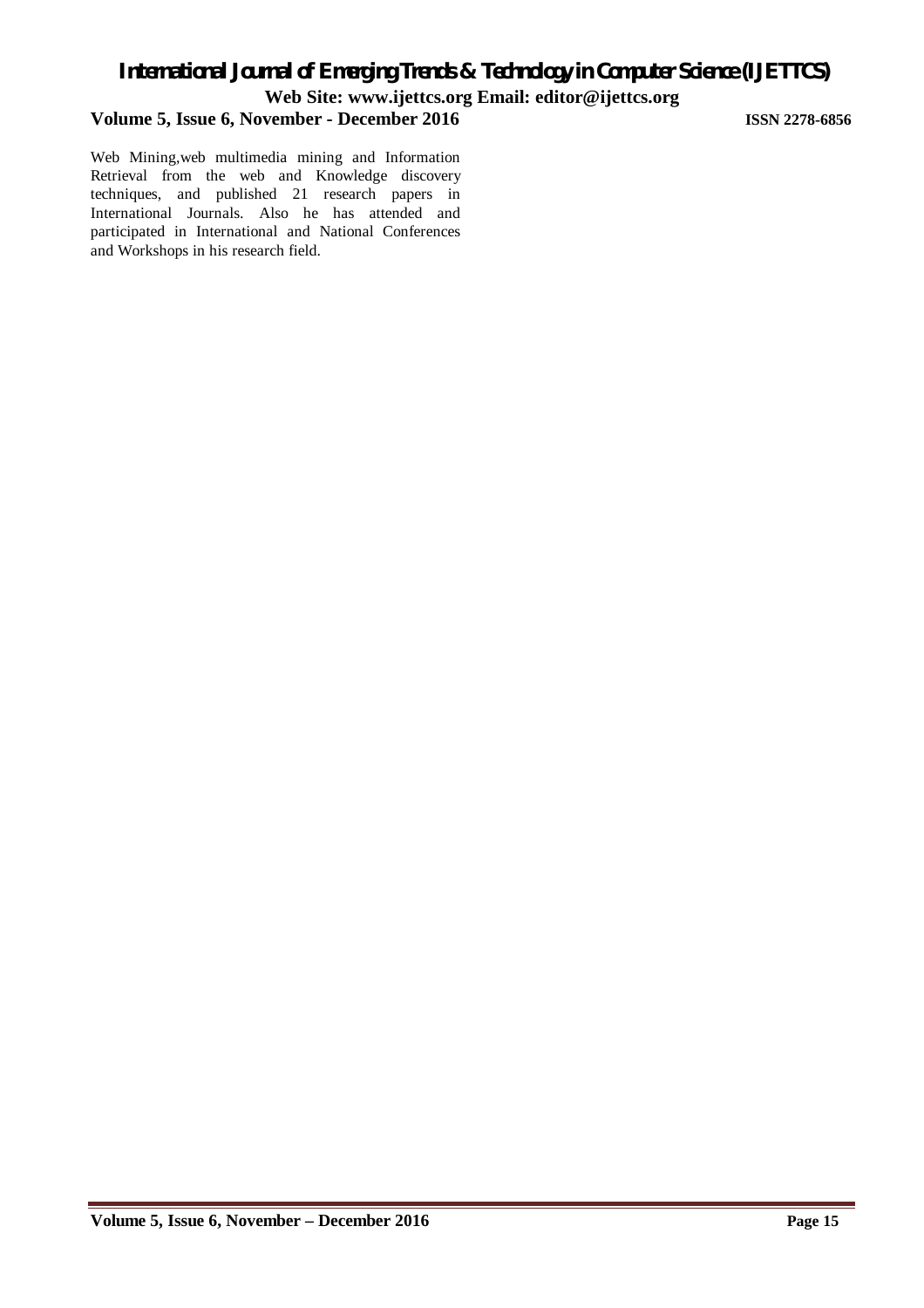Web Mining,web multimedia mining and Information Retrieval from the web and Knowledge discovery techniques, and published 21 research papers in International Journals. Also he has attended and participated in International and National Conferences and Workshops in his research field.